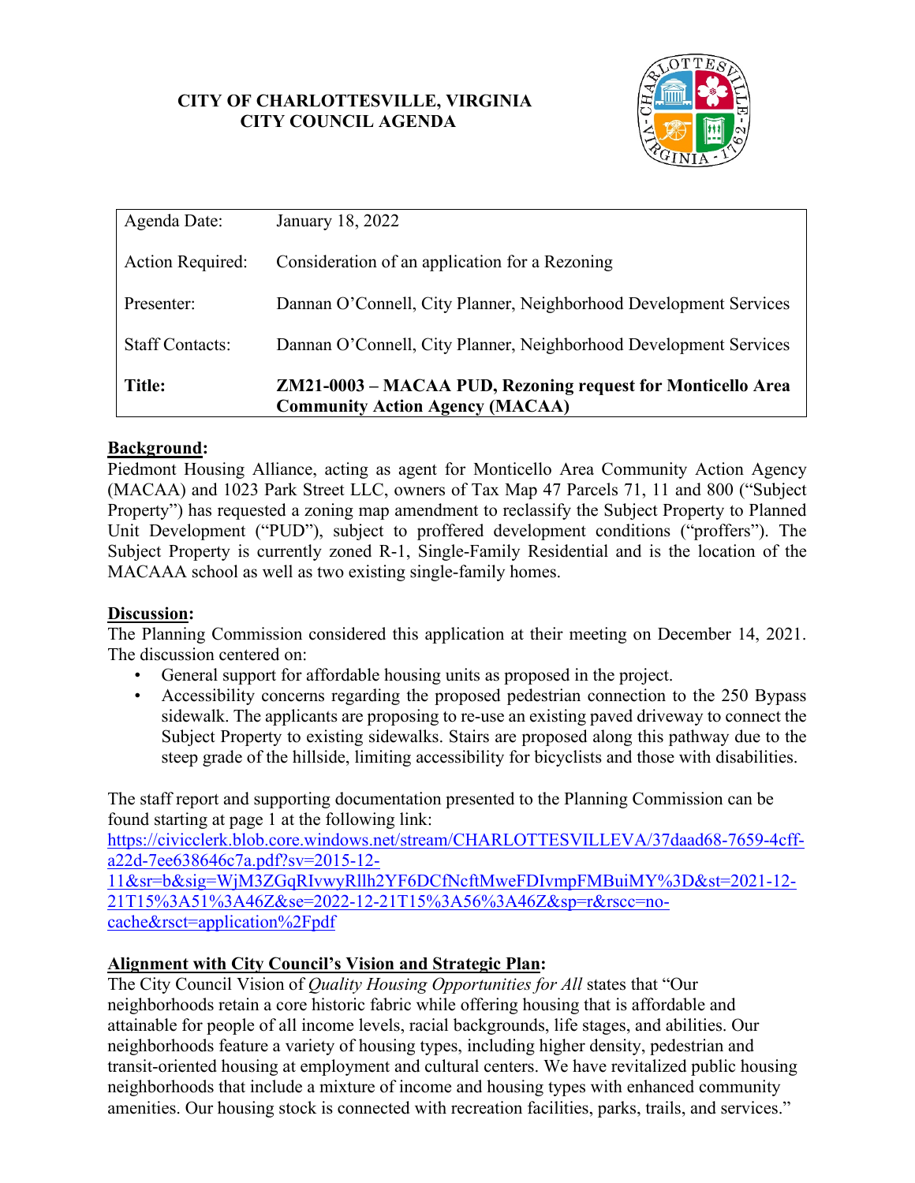# CITY OF CHARLOTTESVILLE, VIRGINIA
## CITY COUNCIL AGENDA

| | |
|---|---|
| Agenda Date: | January 18, 2022 |
| Action Required: | Consideration of an application for a Rezoning |
| Presenter: | Dannan O'Connell, City Planner, Neighborhood Development Services |
| Staff Contacts: | Dannan O'Connell, City Planner, Neighborhood Development Services |
| **Title:** | **ZM21-0003 – MACAA PUD, Rezoning request for Monticello Area Community Action Agency (MACAA)** |

**Background:**

Piedmont Housing Alliance, acting as agent for Monticello Area Community Action Agency (MACAA) and 1023 Park Street LLC, owners of Tax Map 47 Parcels 71, 11 and 800 ("Subject Property") has requested a zoning map amendment to reclassify the Subject Property to Planned Unit Development ("PUD"), subject to proffered development conditions ("proffers"). The Subject Property is currently zoned R-1, Single-Family Residential and is the location of the MACAAA school as well as two existing single-family homes.

**Discussion:**

The Planning Commission considered this application at their meeting on December 14, 2021. The discussion centered on:

- General support for affordable housing units as proposed in the project.
- Accessibility concerns regarding the proposed pedestrian connection to the 250 Bypass sidewalk. The applicants are proposing to re-use an existing paved driveway to connect the Subject Property to existing sidewalks. Stairs are proposed along this pathway due to the steep grade of the hillside, limiting accessibility for bicyclists and those with disabilities.

The staff report and supporting documentation presented to the Planning Commission can be found starting at page 1 at the following link:
https://civicclerk.blob.core.windows.net/stream/CHARLOTTESVILLEVA/37daad68-7659-4cff-a22d-7ee638646c7a.pdf?sv=2015-12-11&sr=b&sig=WjM3ZGqRIvwyRllh2YF6DCfNcftMweFDIvmpFMBuiMY%3D&st=2021-12-21T15%3A51%3A46Z&se=2022-12-21T15%3A56%3A46Z&sp=r&rscc=no-cache&rsct=application%2Fpdf

**Alignment with City Council's Vision and Strategic Plan:**

The City Council Vision of *Quality Housing Opportunities for All* states that "Our neighborhoods retain a core historic fabric while offering housing that is affordable and attainable for people of all income levels, racial backgrounds, life stages, and abilities. Our neighborhoods feature a variety of housing types, including higher density, pedestrian and transit-oriented housing at employment and cultural centers. We have revitalized public housing neighborhoods that include a mixture of income and housing types with enhanced community amenities. Our housing stock is connected with recreation facilities, parks, trails, and services."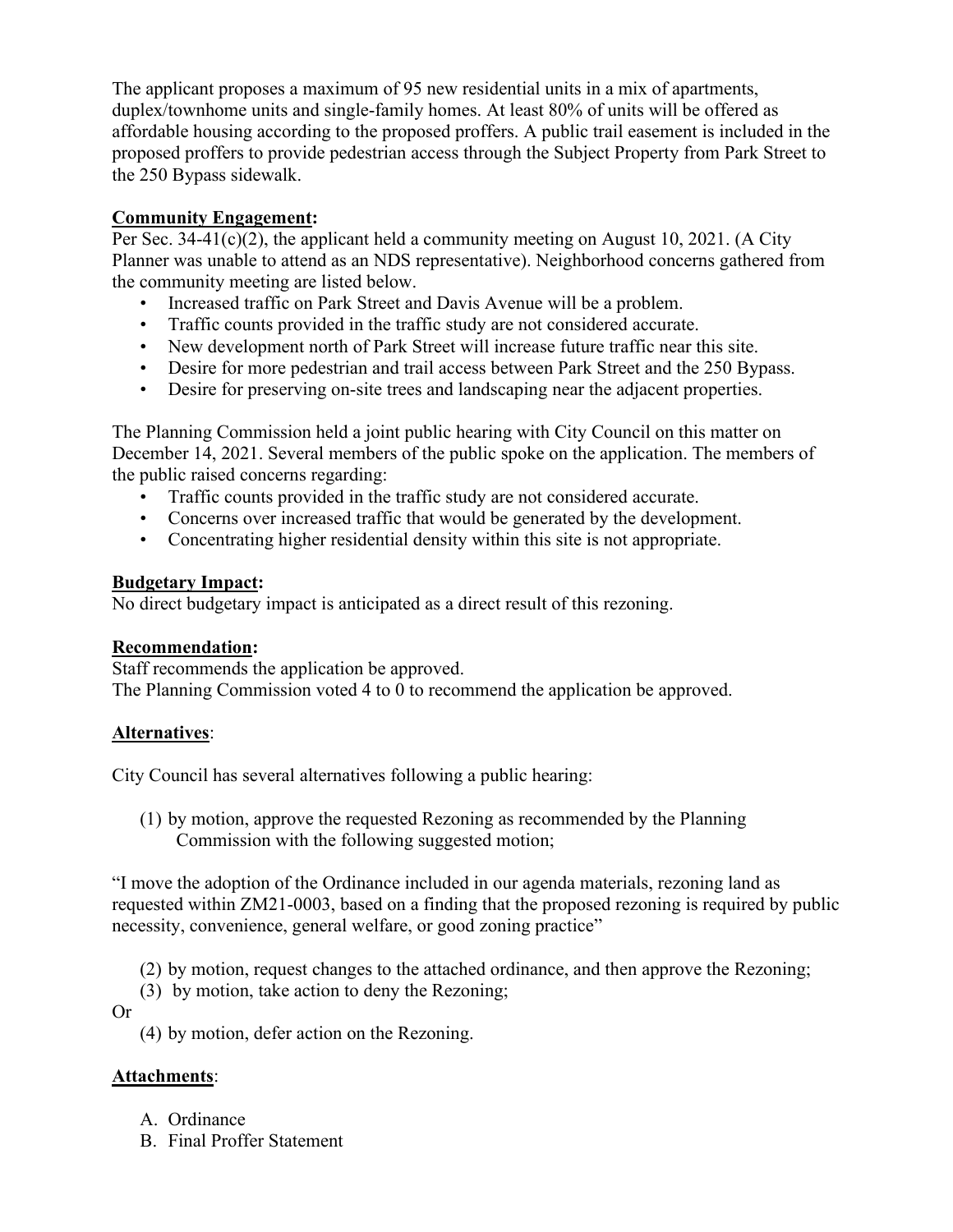The applicant proposes a maximum of 95 new residential units in a mix of apartments, duplex/townhome units and single-family homes. At least 80% of units will be offered as affordable housing according to the proposed proffers. A public trail easement is included in the proposed proffers to provide pedestrian access through the Subject Property from Park Street to the 250 Bypass sidewalk.

**Community Engagement:**

Per Sec. 34-41(c)(2), the applicant held a community meeting on August 10, 2021. (A City Planner was unable to attend as an NDS representative). Neighborhood concerns gathered from the community meeting are listed below.

- Increased traffic on Park Street and Davis Avenue will be a problem.
- Traffic counts provided in the traffic study are not considered accurate.
- New development north of Park Street will increase future traffic near this site.
- Desire for more pedestrian and trail access between Park Street and the 250 Bypass.
- Desire for preserving on-site trees and landscaping near the adjacent properties.

The Planning Commission held a joint public hearing with City Council on this matter on December 14, 2021. Several members of the public spoke on the application. The members of the public raised concerns regarding:

- Traffic counts provided in the traffic study are not considered accurate.
- Concerns over increased traffic that would be generated by the development.
- Concentrating higher residential density within this site is not appropriate.

**Budgetary Impact:**

No direct budgetary impact is anticipated as a direct result of this rezoning.

**Recommendation:**

Staff recommends the application be approved.
The Planning Commission voted 4 to 0 to recommend the application be approved.

**Alternatives**:

City Council has several alternatives following a public hearing:

(1) by motion, approve the requested Rezoning as recommended by the Planning Commission with the following suggested motion;

"I move the adoption of the Ordinance included in our agenda materials, rezoning land as requested within ZM21-0003, based on a finding that the proposed rezoning is required by public necessity, convenience, general welfare, or good zoning practice"

(2) by motion, request changes to the attached ordinance, and then approve the Rezoning;
(3) by motion, take action to deny the Rezoning;

Or

(4) by motion, defer action on the Rezoning.

**Attachments**:

A. Ordinance
B. Final Proffer Statement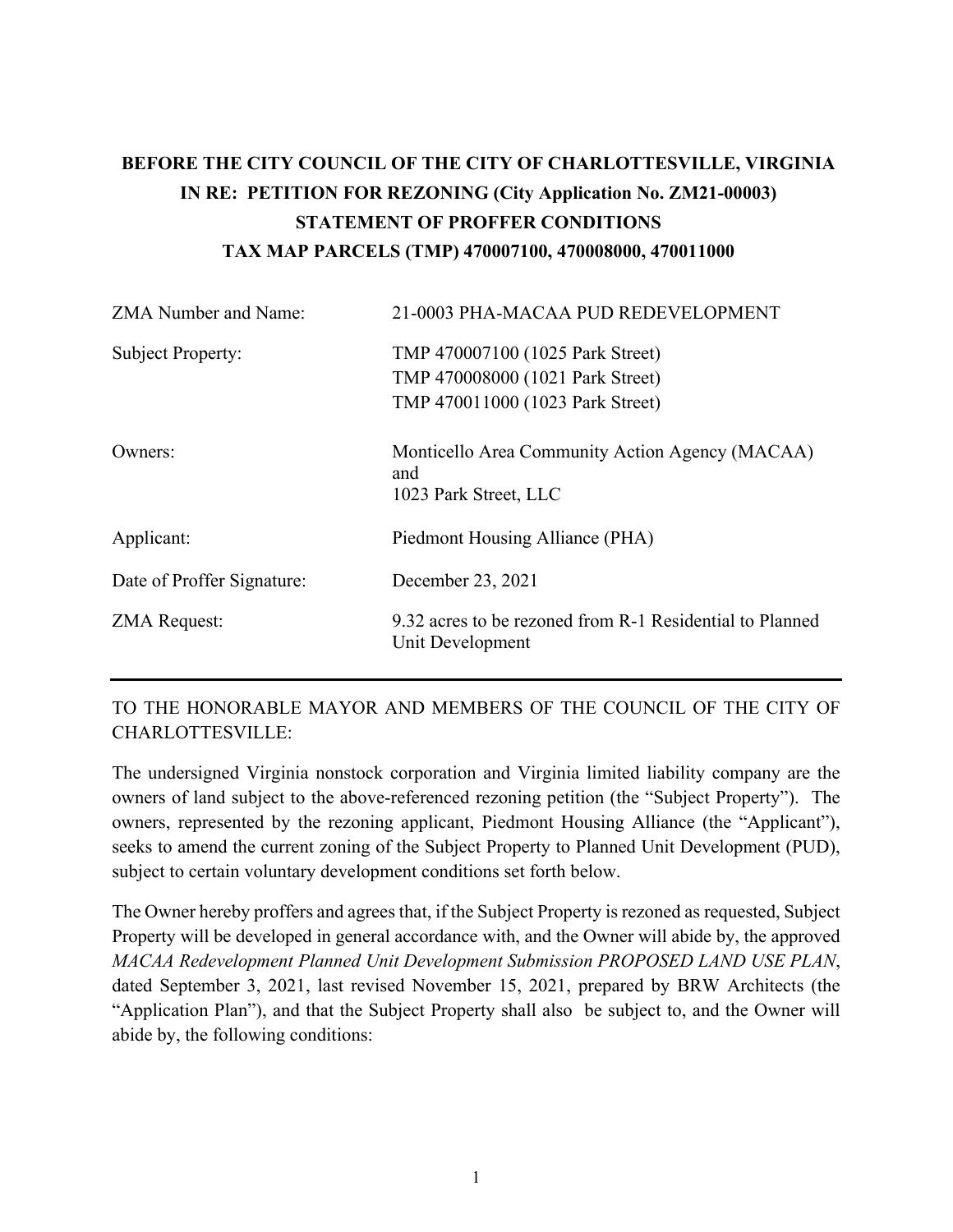**BEFORE THE CITY COUNCIL OF THE CITY OF CHARLOTTESVILLE, VIRGINIA**
**IN RE: PETITION FOR REZONING (City Application No. ZM21-00003)**
**STATEMENT OF PROFFER CONDITIONS**
**TAX MAP PARCELS (TMP) 470007100, 470008000, 470011000**

| | |
|---|---|
| ZMA Number and Name: | 21-0003 PHA-MACAA PUD REDEVELOPMENT |
| Subject Property: | TMP 470007100 (1025 Park Street)<br>TMP 470008000 (1021 Park Street)<br>TMP 470011000 (1023 Park Street) |
| Owners: | Monticello Area Community Action Agency (MACAA)<br>and<br>1023 Park Street, LLC |
| Applicant: | Piedmont Housing Alliance (PHA) |
| Date of Proffer Signature: | December 23, 2021 |
| ZMA Request: | 9.32 acres to be rezoned from R-1 Residential to Planned Unit Development |

---

TO THE HONORABLE MAYOR AND MEMBERS OF THE COUNCIL OF THE CITY OF CHARLOTTESVILLE:

The undersigned Virginia nonstock corporation and Virginia limited liability company are the owners of land subject to the above-referenced rezoning petition (the "Subject Property"). The owners, represented by the rezoning applicant, Piedmont Housing Alliance (the "Applicant"), seeks to amend the current zoning of the Subject Property to Planned Unit Development (PUD), subject to certain voluntary development conditions set forth below.

The Owner hereby proffers and agrees that, if the Subject Property is rezoned as requested, Subject Property will be developed in general accordance with, and the Owner will abide by, the approved *MACAA Redevelopment Planned Unit Development Submission PROPOSED LAND USE PLAN*, dated September 3, 2021, last revised November 15, 2021, prepared by BRW Architects (the "Application Plan"), and that the Subject Property shall also be subject to, and the Owner will abide by, the following conditions: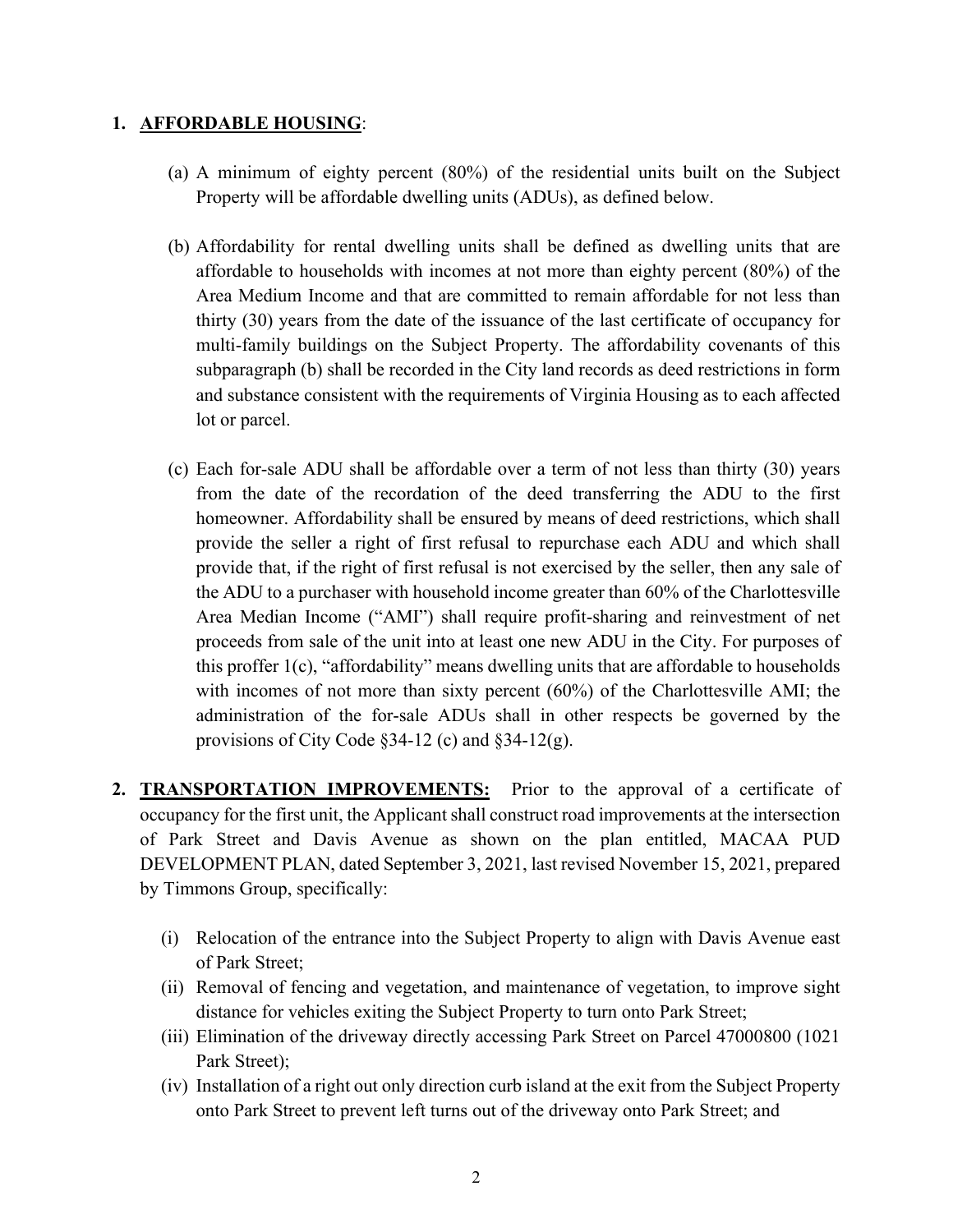1. **AFFORDABLE HOUSING**:

   (a) A minimum of eighty percent (80%) of the residential units built on the Subject Property will be affordable dwelling units (ADUs), as defined below.

   (b) Affordability for rental dwelling units shall be defined as dwelling units that are affordable to households with incomes at not more than eighty percent (80%) of the Area Medium Income and that are committed to remain affordable for not less than thirty (30) years from the date of the issuance of the last certificate of occupancy for multi-family buildings on the Subject Property. The affordability covenants of this subparagraph (b) shall be recorded in the City land records as deed restrictions in form and substance consistent with the requirements of Virginia Housing as to each affected lot or parcel.

   (c) Each for-sale ADU shall be affordable over a term of not less than thirty (30) years from the date of the recordation of the deed transferring the ADU to the first homeowner. Affordability shall be ensured by means of deed restrictions, which shall provide the seller a right of first refusal to repurchase each ADU and which shall provide that, if the right of first refusal is not exercised by the seller, then any sale of the ADU to a purchaser with household income greater than 60% of the Charlottesville Area Median Income ("AMI") shall require profit-sharing and reinvestment of net proceeds from sale of the unit into at least one new ADU in the City. For purposes of this proffer 1(c), "affordability" means dwelling units that are affordable to households with incomes of not more than sixty percent (60%) of the Charlottesville AMI; the administration of the for-sale ADUs shall in other respects be governed by the provisions of City Code §34-12 (c) and §34-12(g).

2. **TRANSPORTATION IMPROVEMENTS:** Prior to the approval of a certificate of occupancy for the first unit, the Applicant shall construct road improvements at the intersection of Park Street and Davis Avenue as shown on the plan entitled, MACAA PUD DEVELOPMENT PLAN, dated September 3, 2021, last revised November 15, 2021, prepared by Timmons Group, specifically:

   (i) Relocation of the entrance into the Subject Property to align with Davis Avenue east of Park Street;

   (ii) Removal of fencing and vegetation, and maintenance of vegetation, to improve sight distance for vehicles exiting the Subject Property to turn onto Park Street;

   (iii) Elimination of the driveway directly accessing Park Street on Parcel 47000800 (1021 Park Street);

   (iv) Installation of a right out only direction curb island at the exit from the Subject Property onto Park Street to prevent left turns out of the driveway onto Park Street; and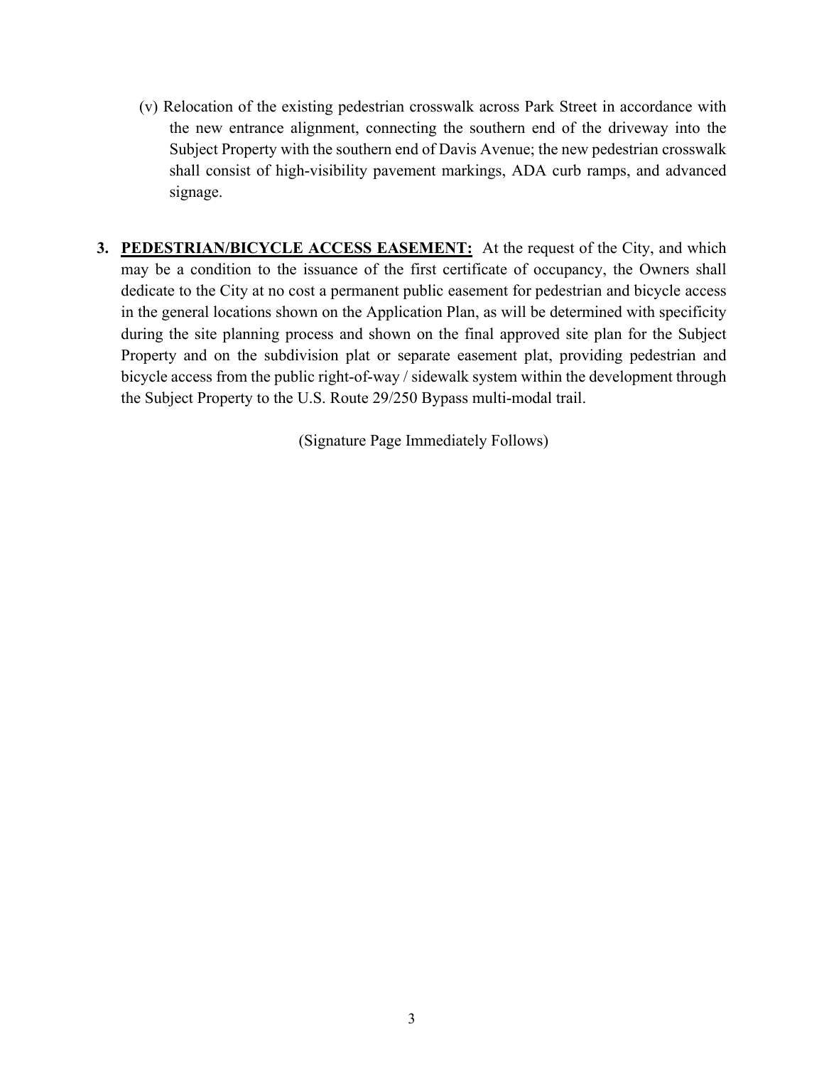(v) Relocation of the existing pedestrian crosswalk across Park Street in accordance with the new entrance alignment, connecting the southern end of the driveway into the Subject Property with the southern end of Davis Avenue; the new pedestrian crosswalk shall consist of high-visibility pavement markings, ADA curb ramps, and advanced signage.

3. **PEDESTRIAN/BICYCLE ACCESS EASEMENT:** At the request of the City, and which may be a condition to the issuance of the first certificate of occupancy, the Owners shall dedicate to the City at no cost a permanent public easement for pedestrian and bicycle access in the general locations shown on the Application Plan, as will be determined with specificity during the site planning process and shown on the final approved site plan for the Subject Property and on the subdivision plat or separate easement plat, providing pedestrian and bicycle access from the public right-of-way / sidewalk system within the development through the Subject Property to the U.S. Route 29/250 Bypass multi-modal trail.

(Signature Page Immediately Follows)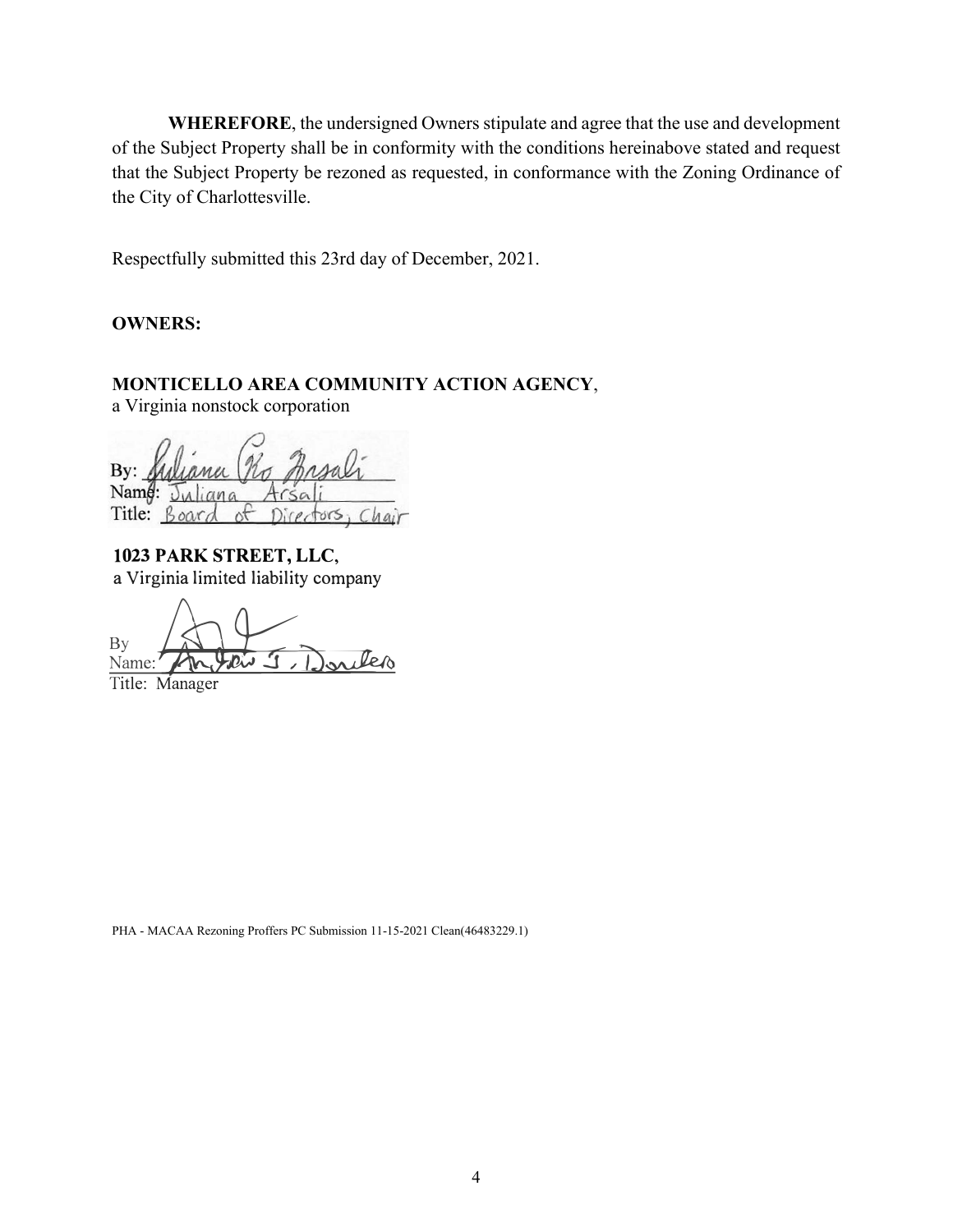**WHEREFORE**, the undersigned Owners stipulate and agree that the use and development of the Subject Property shall be in conformity with the conditions hereinabove stated and request that the Subject Property be rezoned as requested, in conformance with the Zoning Ordinance of the City of Charlottesville.

Respectfully submitted this 23rd day of December, 2021.

**OWNERS:**

**MONTICELLO AREA COMMUNITY ACTION AGENCY**,
a Virginia nonstock corporation

By: Juliana Ro Arsali
Name: Juliana Arsali
Title: Board of Directors, Chair

**1023 PARK STREET, LLC**,
a Virginia limited liability company

By
Name: Andrew J. Dowler
Title: Manager

PHA - MACAA Rezoning Proffers PC Submission 11-15-2021 Clean(46483229.1)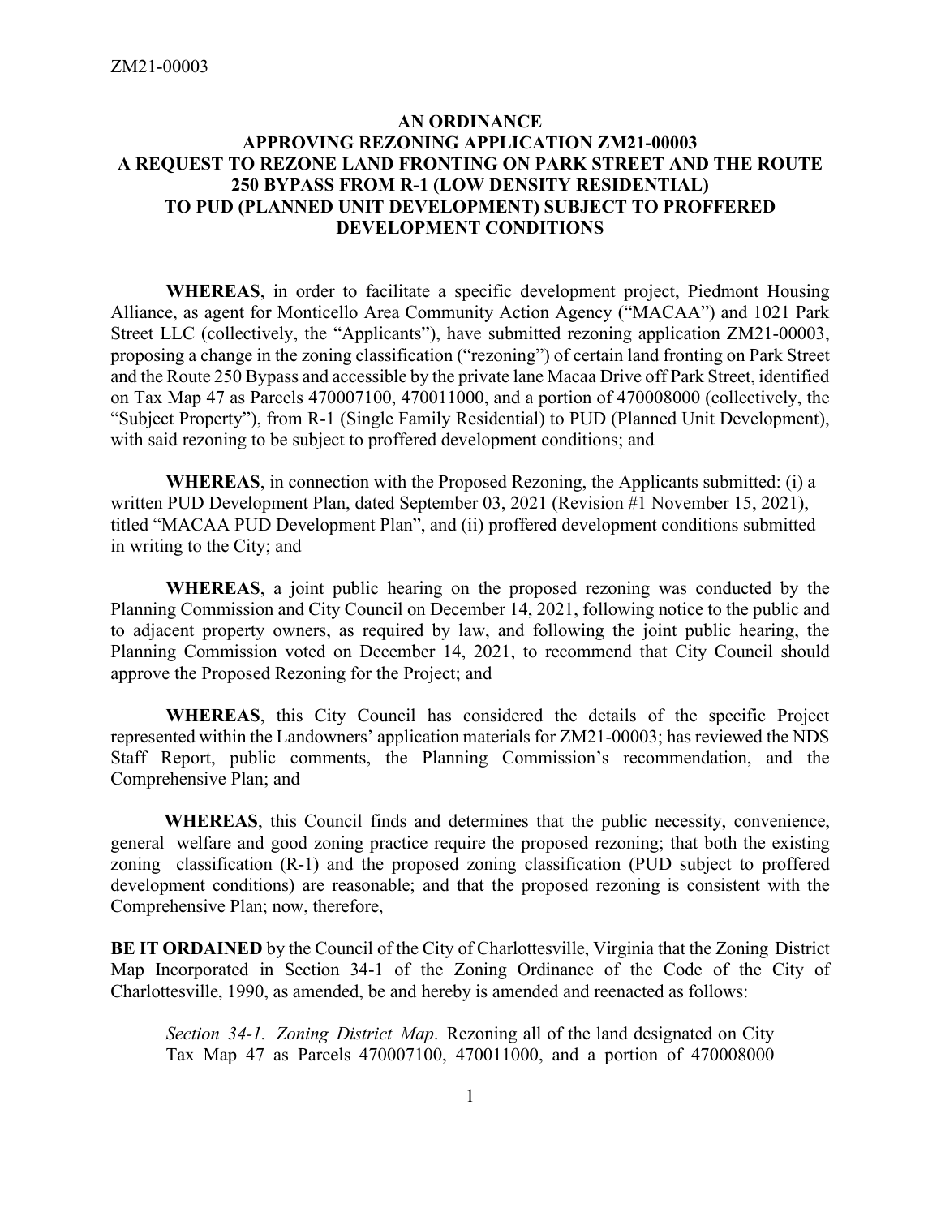ZM21-00003

**AN ORDINANCE**
**APPROVING REZONING APPLICATION ZM21-00003**
**A REQUEST TO REZONE LAND FRONTING ON PARK STREET AND THE ROUTE 250 BYPASS FROM R-1 (LOW DENSITY RESIDENTIAL) TO PUD (PLANNED UNIT DEVELOPMENT) SUBJECT TO PROFFERED DEVELOPMENT CONDITIONS**

**WHEREAS**, in order to facilitate a specific development project, Piedmont Housing Alliance, as agent for Monticello Area Community Action Agency ("MACAA") and 1021 Park Street LLC (collectively, the "Applicants"), have submitted rezoning application ZM21-00003, proposing a change in the zoning classification ("rezoning") of certain land fronting on Park Street and the Route 250 Bypass and accessible by the private lane Macaa Drive off Park Street, identified on Tax Map 47 as Parcels 470007100, 470011000, and a portion of 470008000 (collectively, the "Subject Property"), from R-1 (Single Family Residential) to PUD (Planned Unit Development), with said rezoning to be subject to proffered development conditions; and

**WHEREAS**, in connection with the Proposed Rezoning, the Applicants submitted: (i) a written PUD Development Plan, dated September 03, 2021 (Revision #1 November 15, 2021), titled "MACAA PUD Development Plan", and (ii) proffered development conditions submitted in writing to the City; and

**WHEREAS**, a joint public hearing on the proposed rezoning was conducted by the Planning Commission and City Council on December 14, 2021, following notice to the public and to adjacent property owners, as required by law, and following the joint public hearing, the Planning Commission voted on December 14, 2021, to recommend that City Council should approve the Proposed Rezoning for the Project; and

**WHEREAS**, this City Council has considered the details of the specific Project represented within the Landowners' application materials for ZM21-00003; has reviewed the NDS Staff Report, public comments, the Planning Commission's recommendation, and the Comprehensive Plan; and

**WHEREAS**, this Council finds and determines that the public necessity, convenience, general welfare and good zoning practice require the proposed rezoning; that both the existing zoning classification (R-1) and the proposed zoning classification (PUD subject to proffered development conditions) are reasonable; and that the proposed rezoning is consistent with the Comprehensive Plan; now, therefore,

**BE IT ORDAINED** by the Council of the City of Charlottesville, Virginia that the Zoning District Map Incorporated in Section 34-1 of the Zoning Ordinance of the Code of the City of Charlottesville, 1990, as amended, be and hereby is amended and reenacted as follows:

> *Section 34-1. Zoning District Map*. Rezoning all of the land designated on City Tax Map 47 as Parcels 470007100, 470011000, and a portion of 470008000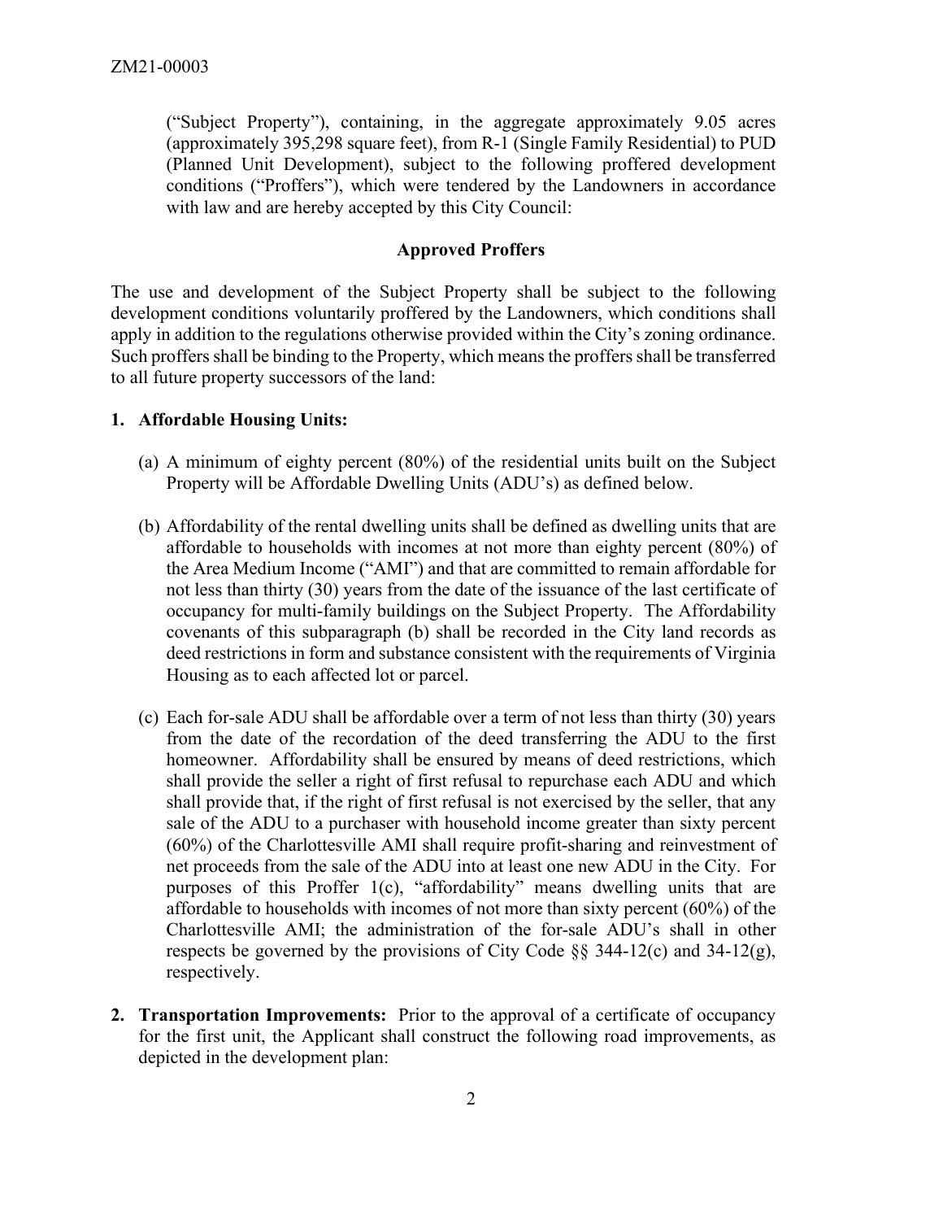("Subject Property"), containing, in the aggregate approximately 9.05 acres (approximately 395,298 square feet), from R-1 (Single Family Residential) to PUD (Planned Unit Development), subject to the following proffered development conditions ("Proffers"), which were tendered by the Landowners in accordance with law and are hereby accepted by this City Council:

## Approved Proffers

The use and development of the Subject Property shall be subject to the following development conditions voluntarily proffered by the Landowners, which conditions shall apply in addition to the regulations otherwise provided within the City's zoning ordinance. Such proffers shall be binding to the Property, which means the proffers shall be transferred to all future property successors of the land:

**1. Affordable Housing Units:**

(a) A minimum of eighty percent (80%) of the residential units built on the Subject Property will be Affordable Dwelling Units (ADU's) as defined below.

(b) Affordability of the rental dwelling units shall be defined as dwelling units that are affordable to households with incomes at not more than eighty percent (80%) of the Area Medium Income ("AMI") and that are committed to remain affordable for not less than thirty (30) years from the date of the issuance of the last certificate of occupancy for multi-family buildings on the Subject Property. The Affordability covenants of this subparagraph (b) shall be recorded in the City land records as deed restrictions in form and substance consistent with the requirements of Virginia Housing as to each affected lot or parcel.

(c) Each for-sale ADU shall be affordable over a term of not less than thirty (30) years from the date of the recordation of the deed transferring the ADU to the first homeowner. Affordability shall be ensured by means of deed restrictions, which shall provide the seller a right of first refusal to repurchase each ADU and which shall provide that, if the right of first refusal is not exercised by the seller, that any sale of the ADU to a purchaser with household income greater than sixty percent (60%) of the Charlottesville AMI shall require profit-sharing and reinvestment of net proceeds from the sale of the ADU into at least one new ADU in the City. For purposes of this Proffer 1(c), "affordability" means dwelling units that are affordable to households with incomes of not more than sixty percent (60%) of the Charlottesville AMI; the administration of the for-sale ADU's shall in other respects be governed by the provisions of City Code §§ 344-12(c) and 34-12(g), respectively.

**2. Transportation Improvements:** Prior to the approval of a certificate of occupancy for the first unit, the Applicant shall construct the following road improvements, as depicted in the development plan: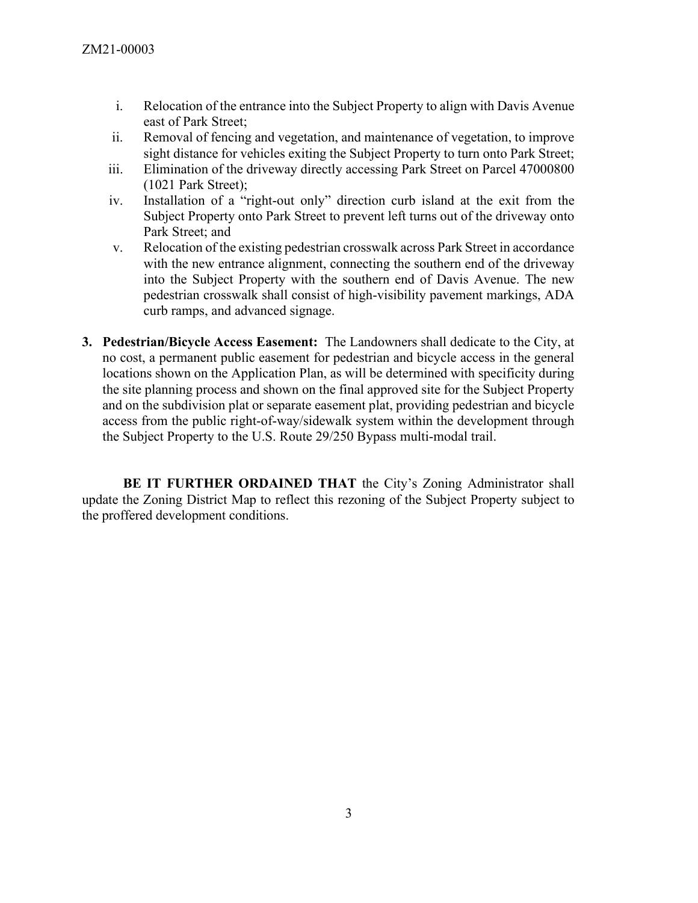i. Relocation of the entrance into the Subject Property to align with Davis Avenue east of Park Street;

ii. Removal of fencing and vegetation, and maintenance of vegetation, to improve sight distance for vehicles exiting the Subject Property to turn onto Park Street;

iii. Elimination of the driveway directly accessing Park Street on Parcel 47000800 (1021 Park Street);

iv. Installation of a "right-out only" direction curb island at the exit from the Subject Property onto Park Street to prevent left turns out of the driveway onto Park Street; and

v. Relocation of the existing pedestrian crosswalk across Park Street in accordance with the new entrance alignment, connecting the southern end of the driveway into the Subject Property with the southern end of Davis Avenue. The new pedestrian crosswalk shall consist of high-visibility pavement markings, ADA curb ramps, and advanced signage.

3. **Pedestrian/Bicycle Access Easement:** The Landowners shall dedicate to the City, at no cost, a permanent public easement for pedestrian and bicycle access in the general locations shown on the Application Plan, as will be determined with specificity during the site planning process and shown on the final approved site for the Subject Property and on the subdivision plat or separate easement plat, providing pedestrian and bicycle access from the public right-of-way/sidewalk system within the development through the Subject Property to the U.S. Route 29/250 Bypass multi-modal trail.

**BE IT FURTHER ORDAINED THAT** the City's Zoning Administrator shall update the Zoning District Map to reflect this rezoning of the Subject Property subject to the proffered development conditions.